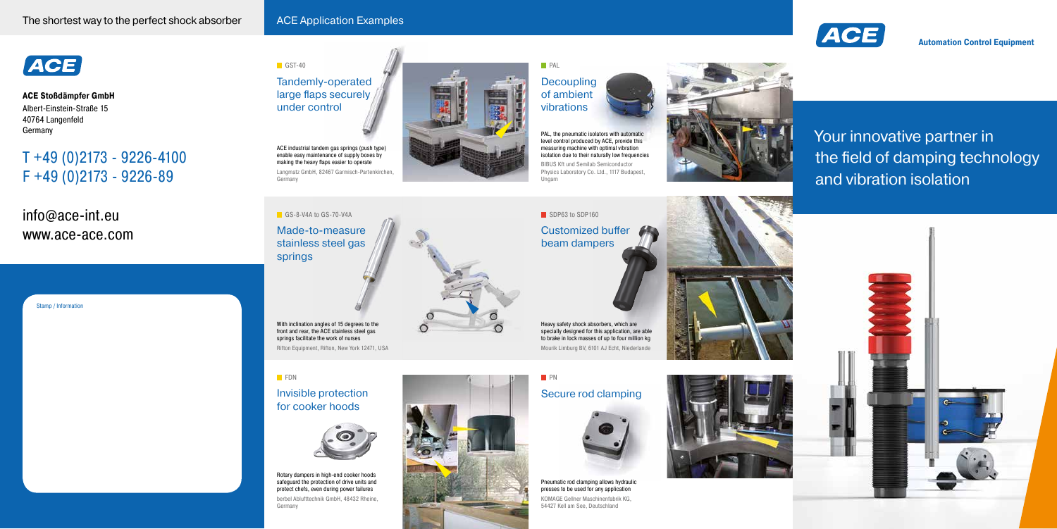The shortest way to the perfect shock absorber

ACE

**ACE Stoßdämpfer GmbH**
Albert-Einstein-Straße 15
40764 Langenfeld
Germany

T +49 (0)2173 - 9226-4100
F +49 (0)2173 - 9226-89

info@ace-int.eu
www.ace-ace.com

Stamp / Information

## ACE Application Examples

GST-40

### Tandemly-operated large flaps securely under control

ACE industrial tandem gas springs (push type) enable easy maintenance of supply boxes by making the heavy flaps easier to operate

Langmatz GmbH, 82467 Garmisch-Partenkirchen, Germany

PAL

### Decoupling of ambient vibrations

PAL, the pneumatic isolators with automatic level control produced by ACE, provide this measuring machine with optimal vibration isolation due to their naturally low frequencies

BIBUS Kft und Semilab Semiconductor Physics Laboratory Co. Ltd., 1117 Budapest, Ungarn

GS-8-V4A to GS-70-V4A

### Made-to-measure stainless steel gas springs

With inclination angles of 15 degrees to the front and rear, the ACE stainless steel gas springs facilitate the work of nurses

Rifton Equipment, Rifton, New York 12471, USA

SDP63 to SDP160

### Customized buffer beam dampers

Heavy safety shock absorbers, which are specially designed for this application, are able to brake in lock masses of up to four million kg

Mourik Limburg BV, 6101 AJ Echt, Niederlande

FDN

### Invisible protection for cooker hoods

Rotary dampers in high-end cooker hoods safeguard the protection of drive units and protect chefs, even during power failures

berbel Ablufttechnik GmbH, 48432 Rheine, Germany

PN

### Secure rod clamping

Pneumatic rod clamping allows hydraulic presses to be used for any application

KOMAGE Gellner Maschinenfabrik KG, 54427 Kell am See, Deutschland

ACE

**Automation Control Equipment**

## Your innovative partner in the field of damping technology and vibration isolation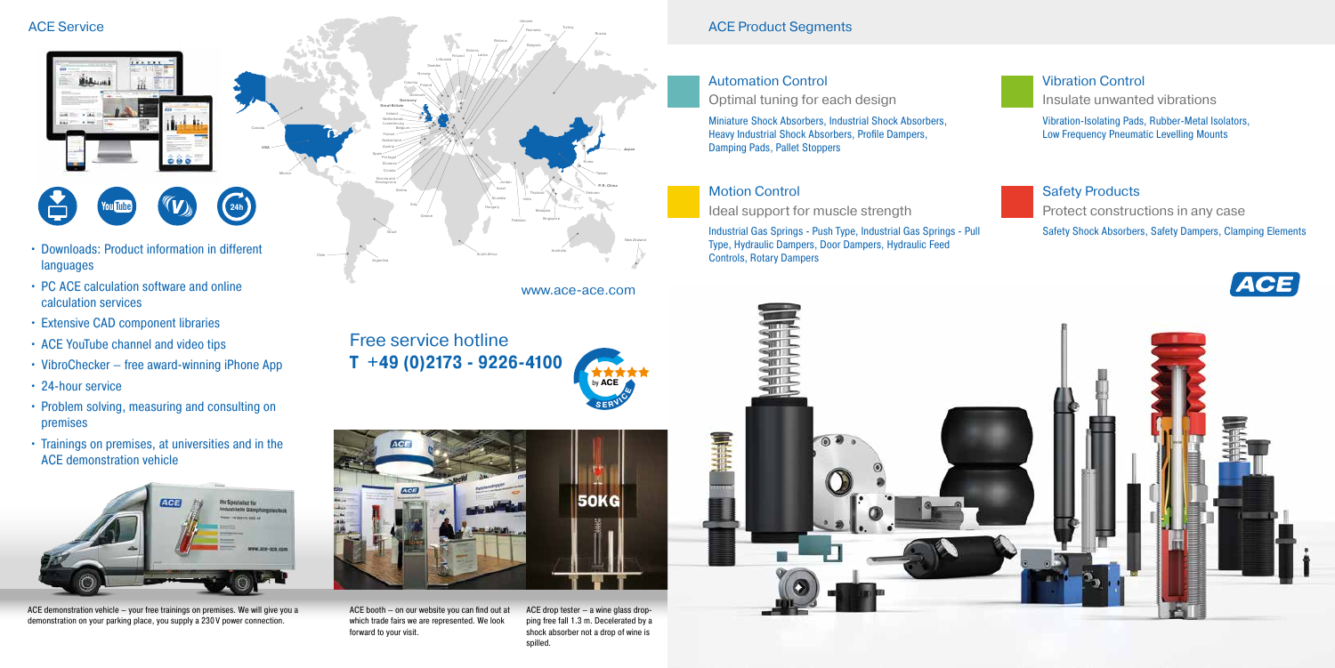## ACE Service

- Downloads: Product information in different languages
- PC ACE calculation software and online calculation services
- Extensive CAD component libraries
- ACE YouTube channel and video tips
- VibroChecker – free award-winning iPhone App
- 24-hour service
- Problem solving, measuring and consulting on premises
- Trainings on premises, at universities and in the ACE demonstration vehicle

ACE demonstration vehicle – your free trainings on premises. We will give you a demonstration on your parking place, you supply a 230 V power connection.

www.ace-ace.com

Free service hotline
**T +49 (0)2173 - 9226-4100**

ACE booth – on our website you can find out at which trade fairs we are represented. We look forward to your visit.

ACE drop tester – a wine glass dropping free fall 1.3 m. Decelerated by a shock absorber not a drop of wine is spilled.

## ACE Product Segments

### Automation Control
Optimal tuning for each design

Miniature Shock Absorbers, Industrial Shock Absorbers, Heavy Industrial Shock Absorbers, Profile Dampers, Damping Pads, Pallet Stoppers

### Motion Control
Ideal support for muscle strength

Industrial Gas Springs - Push Type, Industrial Gas Springs - Pull Type, Hydraulic Dampers, Door Dampers, Hydraulic Feed Controls, Rotary Dampers

### Vibration Control
Insulate unwanted vibrations

Vibration-Isolating Pads, Rubber-Metal Isolators, Low Frequency Pneumatic Levelling Mounts

### Safety Products
Protect constructions in any case

Safety Shock Absorbers, Safety Dampers, Clamping Elements